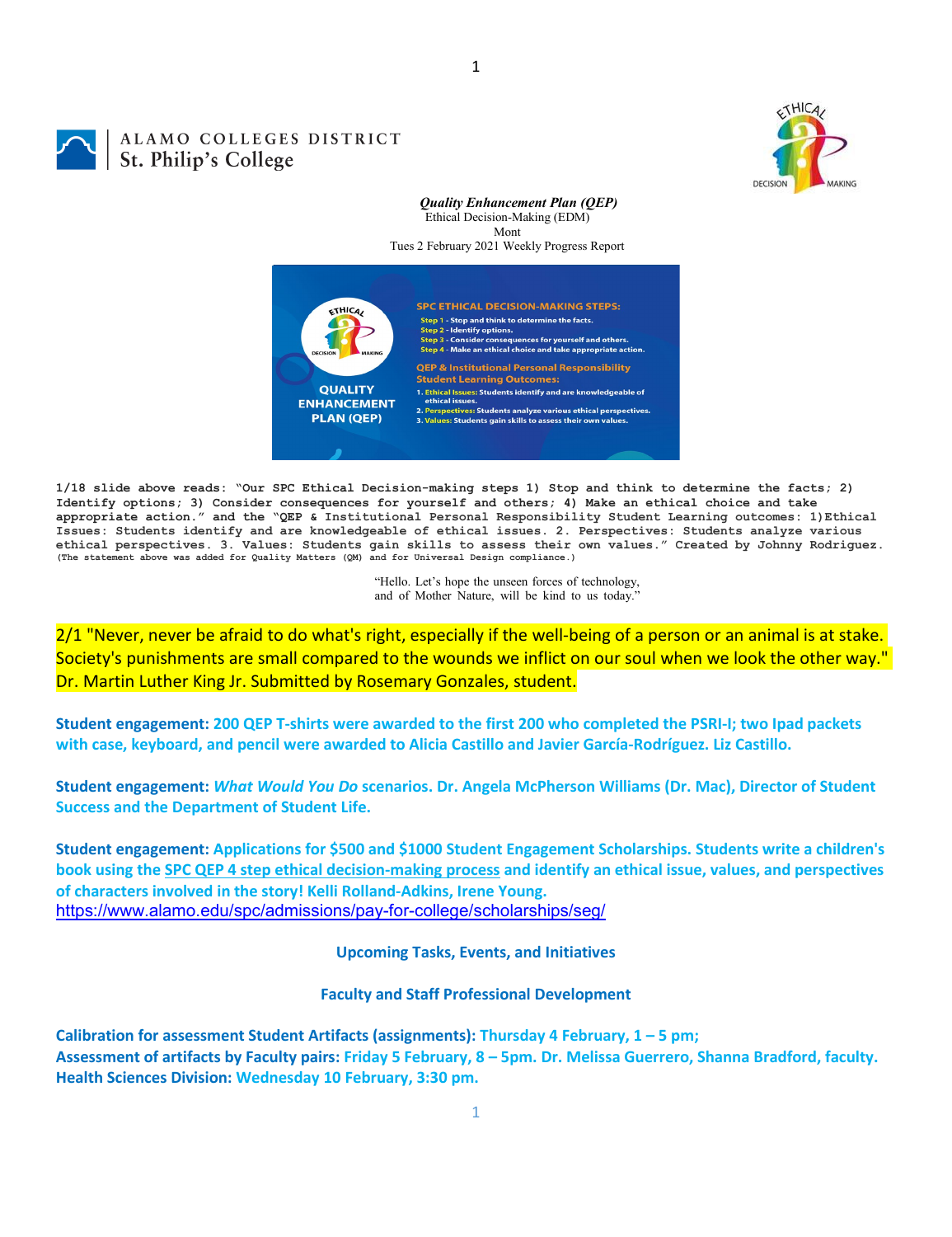ALAMO COLLEGES DISTRICT
St. Philip's College

***Quality Enhancement Plan (QEP)***
Ethical Decision-Making (EDM)
Mont
Tues 2 February 2021 Weekly Progress Report

SPC ETHICAL DECISION-MAKING STEPS:
Step 1 - Stop and think to determine the facts.
Step 2 - Identify options.
Step 3 - Consider consequences for yourself and others.
Step 4 - Make an ethical choice and take appropriate action.

QEP & Institutional Personal Responsibility Student Learning Outcomes:
1. Ethical Issues: Students identify and are knowledgeable of ethical issues.
2. Perspectives: Students analyze various ethical perspectives.
3. Values: Students gain skills to assess their own values.

QUALITY ENHANCEMENT PLAN (QEP)

**1/18 slide above reads: "Our SPC Ethical Decision-making steps 1) Stop and think to determine the facts; 2) Identify options; 3) Consider consequences for yourself and others; 4) Make an ethical choice and take appropriate action." and the "QEP & Institutional Personal Responsibility Student Learning outcomes: 1)Ethical Issues: Students identify and are knowledgeable of ethical issues. 2. Perspectives: Students analyze various ethical perspectives. 3. Values: Students gain skills to assess their own values." Created by Johnny Rodriguez.**
(The statement above was added for Quality Matters (QM) and for Universal Design compliance.)

"Hello. Let's hope the unseen forces of technology, and of Mother Nature, will be kind to us today."

2/1 "Never, never be afraid to do what's right, especially if the well-being of a person or an animal is at stake. Society's punishments are small compared to the wounds we inflict on our soul when we look the other way." Dr. Martin Luther King Jr. Submitted by Rosemary Gonzales, student.

**Student engagement: 200 QEP T-shirts were awarded to the first 200 who completed the PSRI-I; two Ipad packets with case, keyboard, and pencil were awarded to Alicia Castillo and Javier García-Rodríguez. Liz Castillo.**

**Student engagement: *What Would You Do* scenarios. Dr. Angela McPherson Williams (Dr. Mac), Director of Student Success and the Department of Student Life.**

**Student engagement: Applications for $500 and $1000 Student Engagement Scholarships. Students write a children's book using the SPC QEP 4 step ethical decision-making process and identify an ethical issue, values, and perspectives of characters involved in the story! Kelli Rolland-Adkins, Irene Young.**
https://www.alamo.edu/spc/admissions/pay-for-college/scholarships/seg/

## Upcoming Tasks, Events, and Initiatives

## Faculty and Staff Professional Development

**Calibration for assessment Student Artifacts (assignments): Thursday 4 February, 1 – 5 pm;**
**Assessment of artifacts by Faculty pairs: Friday 5 February, 8 – 5pm. Dr. Melissa Guerrero, Shanna Bradford, faculty.**
**Health Sciences Division: Wednesday 10 February, 3:30 pm.**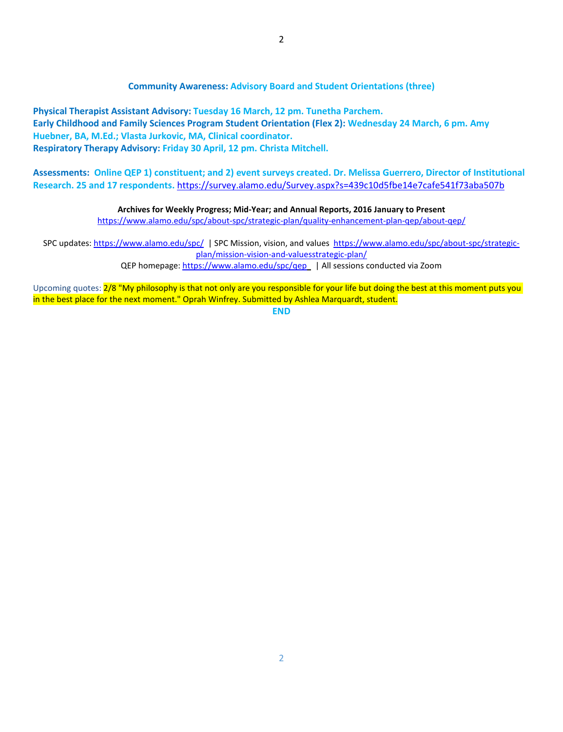**Community Awareness: Advisory Board and Student Orientations (three)**

**Physical Therapist Assistant Advisory: Tuesday 16 March, 12 pm. Tunetha Parchem.**
**Early Childhood and Family Sciences Program Student Orientation (Flex 2): Wednesday 24 March, 6 pm. Amy Huebner, BA, M.Ed.; Vlasta Jurkovic, MA, Clinical coordinator.**
**Respiratory Therapy Advisory: Friday 30 April, 12 pm. Christa Mitchell.**

**Assessments: Online QEP 1) constituent; and 2) event surveys created. Dr. Melissa Guerrero, Director of Institutional Research. 25 and 17 respondents.** https://survey.alamo.edu/Survey.aspx?s=439c10d5fbe14e7cafe541f73aba507b

**Archives for Weekly Progress; Mid-Year; and Annual Reports, 2016 January to Present**
https://www.alamo.edu/spc/about-spc/strategic-plan/quality-enhancement-plan-qep/about-qep/

SPC updates: https://www.alamo.edu/spc/ | SPC Mission, vision, and values https://www.alamo.edu/spc/about-spc/strategic-plan/mission-vision-and-valuesstrategic-plan/
QEP homepage: https://www.alamo.edu/spc/qep | All sessions conducted via Zoom

Upcoming quotes: 2/8 "My philosophy is that not only are you responsible for your life but doing the best at this moment puts you in the best place for the next moment." Oprah Winfrey. Submitted by Ashlea Marquardt, student.

**END**